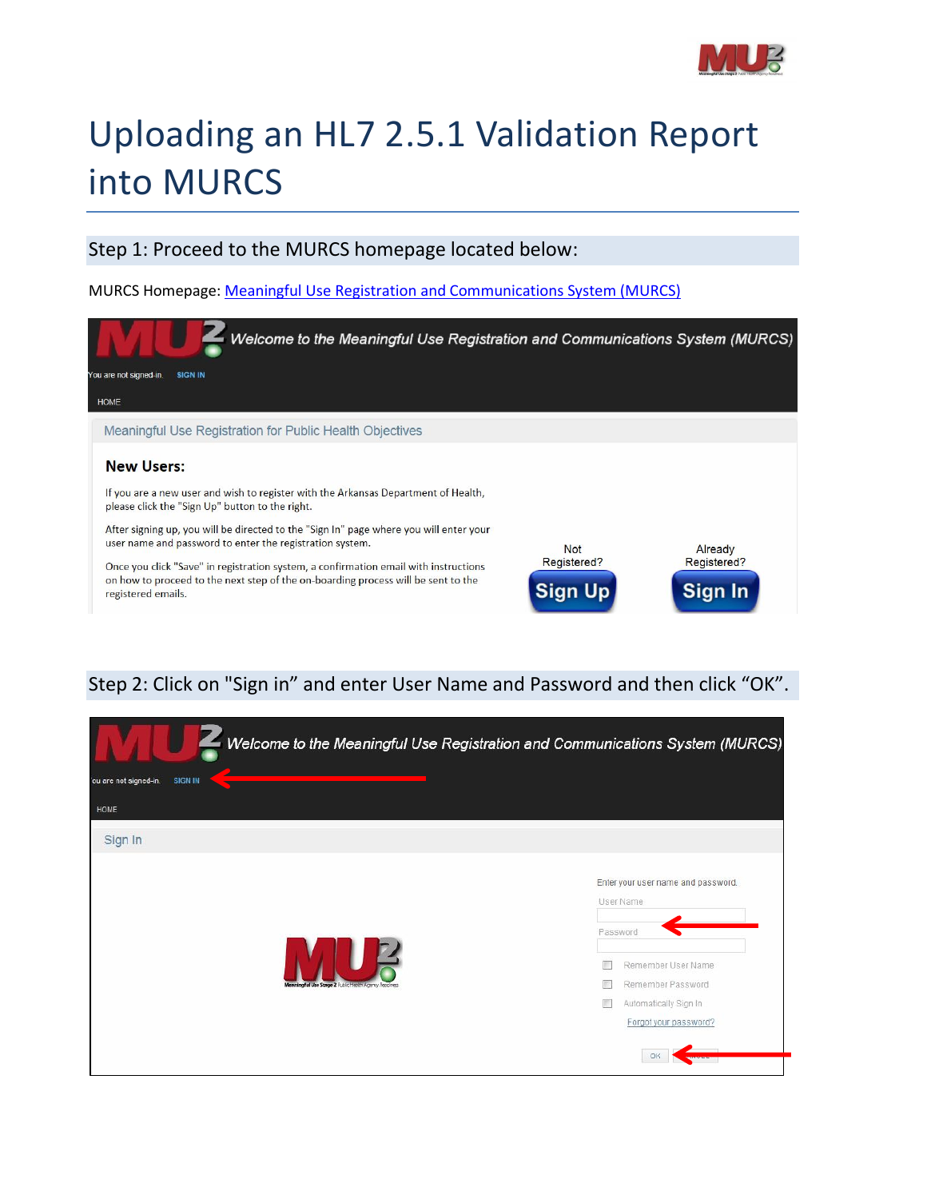# Uploading an HL7 2.5.1 Validation Report into MURCS

## Step 1: Proceed to the MURCS homepage located below:

MURCS Homepage: [Meaningful Use Registration and Communications System (MURCS)]()

Welcome to the Meaningful Use Registration and Communications System (MURCS)

You are not signed-in. SIGN IN

HOME

Meaningful Use Registration for Public Health Objectives

**New Users:**

If you are a new user and wish to register with the Arkansas Department of Health, please click the "Sign Up" button to the right.

After signing up, you will be directed to the "Sign In" page where you will enter your user name and password to enter the registration system.

Once you click "Save" in registration system, a confirmation email with instructions on how to proceed to the next step of the on-boarding process will be sent to the registered emails.

Not Registered? **Sign Up**

Already Registered? **Sign In**

## Step 2: Click on "Sign in" and enter User Name and Password and then click "OK".

Welcome to the Meaningful Use Registration and Communications System (MURCS)

You are not signed-in. SIGN IN

HOME

Sign In

Enter your user name and password.

User Name

Password

Remember User Name

Remember Password

Automatically Sign In

Forgot your password?

OK Cancel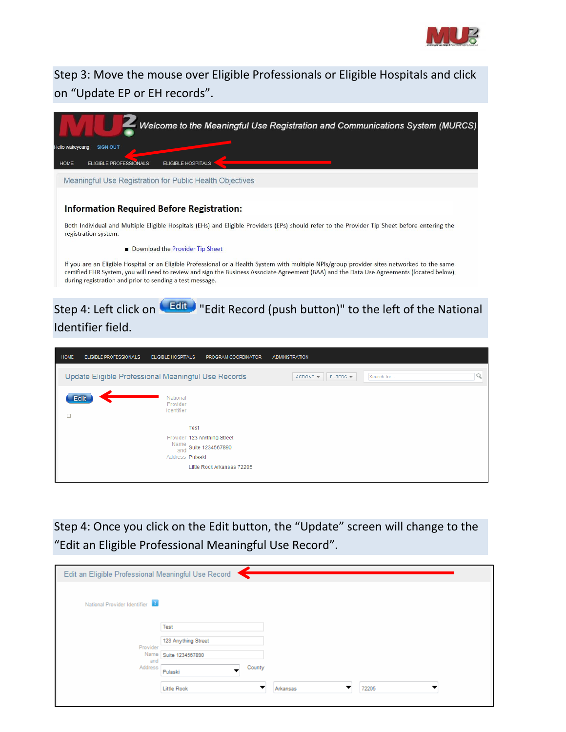Step 3: Move the mouse over Eligible Professionals or Eligible Hospitals and click on "Update EP or EH records".

Welcome to the Meaningful Use Registration and Communications System (MURCS)

Hello wakeyoung SIGN OUT

HOME ELIGIBLE PROFESSIONALS ELIGIBLE HOSPITALS

Meaningful Use Registration for Public Health Objectives

**Information Required Before Registration:**

Both Individual and Multiple Eligible Hospitals (EHs) and Eligible Providers (EPs) should refer to the Provider Tip Sheet before entering the registration system.

- Download the Provider Tip Sheet

If you are an Eligible Hospital or an Eligible Professional or a Health System with multiple NPIs/group provider sites networked to the same certified EHR System, you will need to review and sign the Business Associate Agreement (BAA) and the Data Use Agreements (located below) during registration and prior to sending a test message.

Step 4: Left click on Edit "Edit Record (push button)" to the left of the National Identifier field.

HOME ELIGIBLE PROFESSIONALS ELIGIBLE HOSPITALS PROGRAM COORDINATOR ADMINISTRATION

Update Eligible Professional Meaningful Use Records ACTIONS FILTERS Search for...

Edit

National Provider Identifier

Provider Name and Address: Test, 123 Anything Street, Suite 1234567890, Pulaski, Little Rock Arkansas 72205

Step 4: Once you click on the Edit button, the "Update" screen will change to the "Edit an Eligible Professional Meaningful Use Record".

Edit an Eligible Professional Meaningful Use Record

National Provider Identifier

Provider Name and Address: Test, 123 Anything Street, Suite 1234567890, Pulaski (County), Little Rock, Arkansas, 72205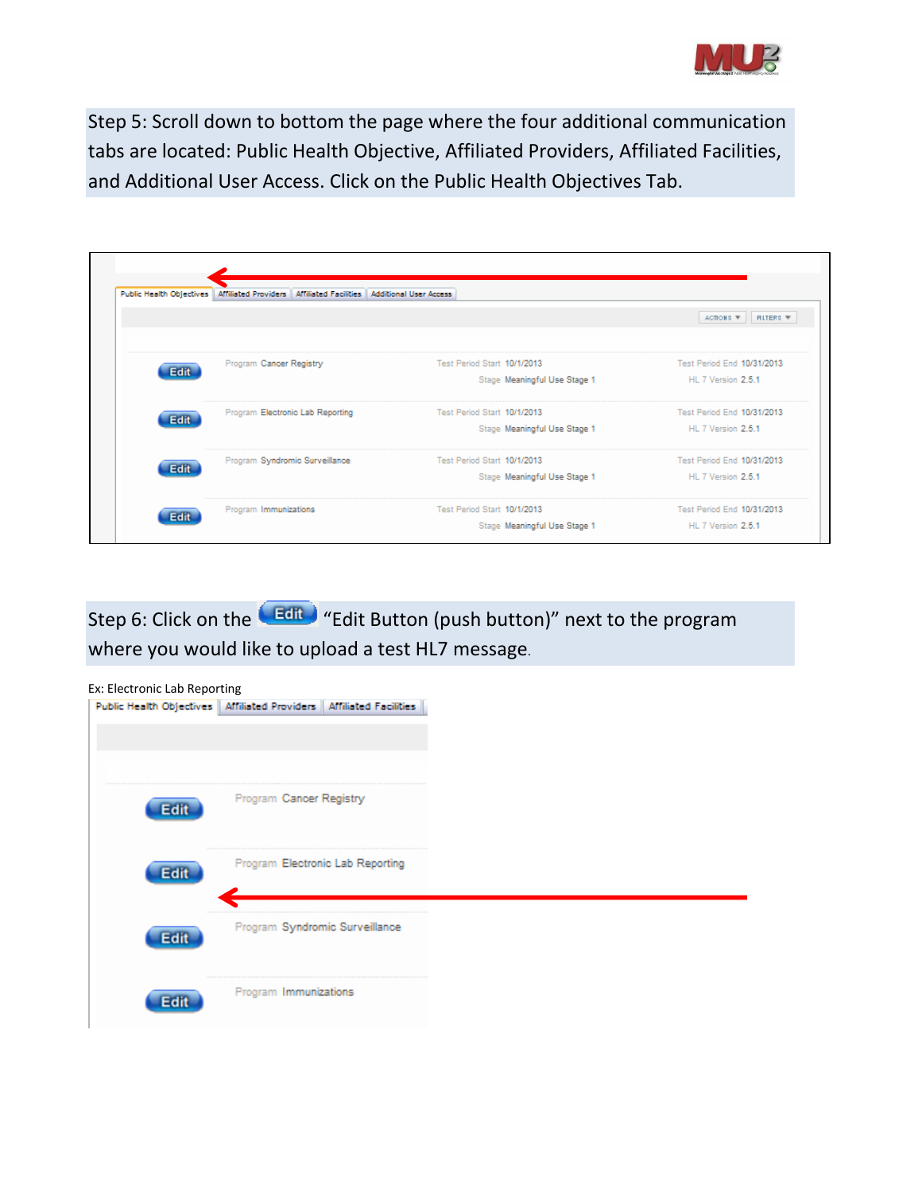Step 5: Scroll down to bottom the page where the four additional communication tabs are located: Public Health Objective, Affiliated Providers, Affiliated Facilities, and Additional User Access. Click on the Public Health Objectives Tab.

Public Health Objectives | Affiliated Providers | Affiliated Facilities | Additional User Access

ACTIONS ▼ FILTERS ▼

| | | | |
|---|---|---|---|
| Edit | Program Cancer Registry | Test Period Start 10/1/2013<br>Stage Meaningful Use Stage 1 | Test Period End 10/31/2013<br>HL 7 Version 2.5.1 |
| Edit | Program Electronic Lab Reporting | Test Period Start 10/1/2013<br>Stage Meaningful Use Stage 1 | Test Period End 10/31/2013<br>HL 7 Version 2.5.1 |
| Edit | Program Syndromic Surveillance | Test Period Start 10/1/2013<br>Stage Meaningful Use Stage 1 | Test Period End 10/31/2013<br>HL 7 Version 2.5.1 |
| Edit | Program Immunizations | Test Period Start 10/1/2013<br>Stage Meaningful Use Stage 1 | Test Period End 10/31/2013<br>HL 7 Version 2.5.1 |

Step 6: Click on the Edit "Edit Button (push button)" next to the program where you would like to upload a test HL7 message.

Ex: Electronic Lab Reporting

Public Health Objectives | Affiliated Providers | Affiliated Facilities

| | |
|---|---|
| Edit | Program Cancer Registry |
| Edit | Program Electronic Lab Reporting |
| Edit | Program Syndromic Surveillance |
| Edit | Program Immunizations |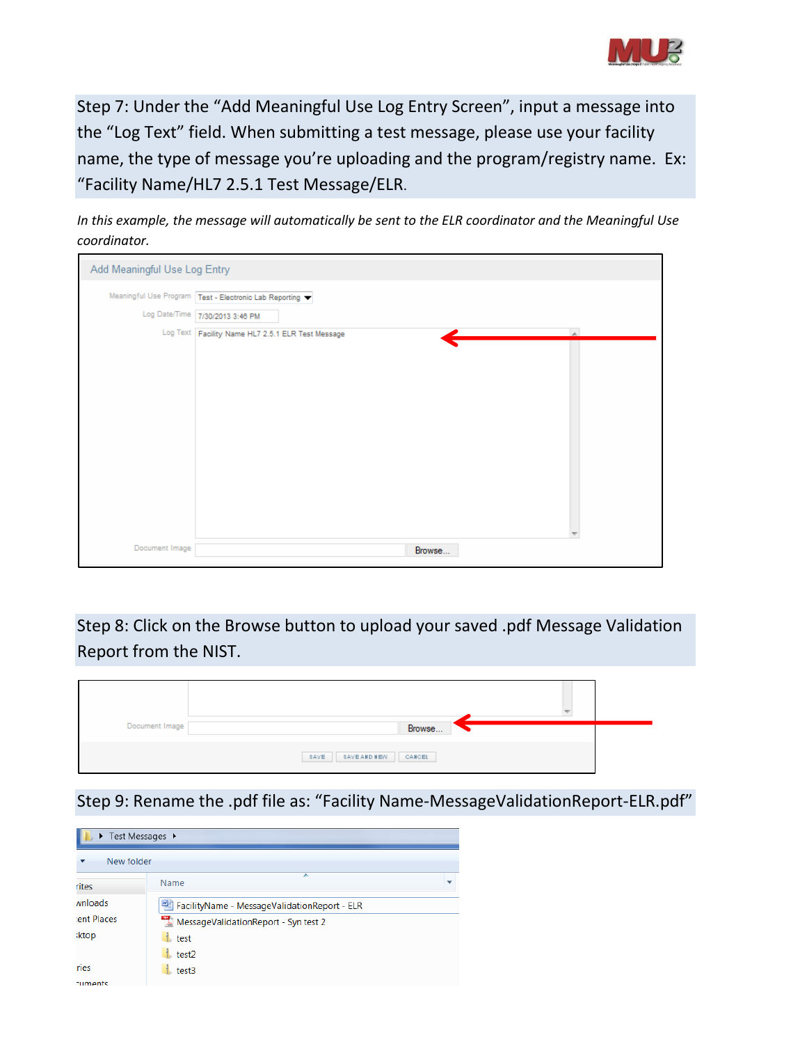Step 7: Under the "Add Meaningful Use Log Entry Screen", input a message into the "Log Text" field. When submitting a test message, please use your facility name, the type of message you're uploading and the program/registry name. Ex: "Facility Name/HL7 2.5.1 Test Message/ELR.

*In this example, the message will automatically be sent to the ELR coordinator and the Meaningful Use coordinator.*

Add Meaningful Use Log Entry

Meaningful Use Program: Test - Electronic Lab Reporting

Log Date/Time: 7/30/2013 3:46 PM

Log Text: Facility Name HL7 2.5.1 ELR Test Message

Document Image: Browse...

Step 8: Click on the Browse button to upload your saved .pdf Message Validation Report from the NIST.

Document Image: Browse...

SAVE | SAVE AND NEW | CANCEL

Step 9: Rename the .pdf file as: "Facility Name-MessageValidationReport-ELR.pdf"

Test Messages

New folder

Name
- FacilityName - MessageValidationReport - ELR
- MessageValidationReport - Syn test 2
- test
- test2
- test3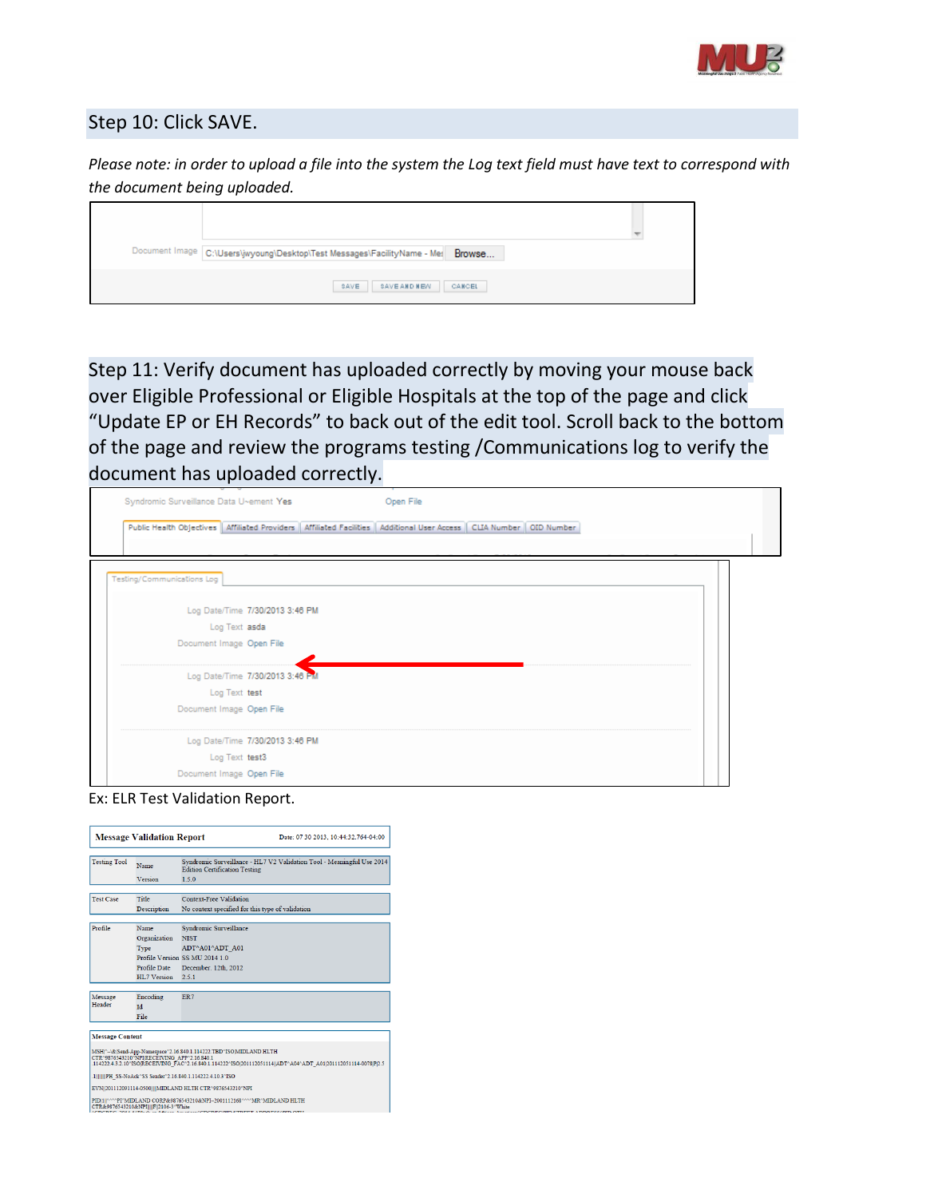## Step 10: Click SAVE.

*Please note: in order to upload a file into the system the Log text field must have text to correspond with the document being uploaded.*

Document Image C:\Users\jwyoung\Desktop\Test Messages\FacilityName - Mes Browse...

SAVE SAVE AND NEW CANCEL

## Step 11: Verify document has uploaded correctly by moving your mouse back over Eligible Professional or Eligible Hospitals at the top of the page and click "Update EP or EH Records" to back out of the edit tool. Scroll back to the bottom of the page and review the programs testing /Communications log to verify the document has uploaded correctly.

Syndromic Surveillance Data U~ement Yes Open File

Public Health Objectives | Affiliated Providers | Affiliated Facilities | Additional User Access | CLIA Number | OID Number

Testing/Communications Log

Log Date/Time 7/30/2013 3:46 PM
Log Text asda
Document Image Open File

Log Date/Time 7/30/2013 3:46 PM
Log Text test
Document Image Open File

Log Date/Time 7/30/2013 3:46 PM
Log Text test3
Document Image Open File

Ex: ELR Test Validation Report.

**Message Validation Report** Date: 07.30.2013, 10:44:32.764-04:00

| | | |
|---|---|---|
| Testing Tool | Name | Syndromic Surveillance - HL7 V2 Validation Tool - Meaningful Use 2014 Edition Certification Testing |
| | Version | 1.5.0 |

| | | |
|---|---|---|
| Test Case | Title | Context-Free Validation |
| | Description | No context specified for this type of validation |

| | | |
|---|---|---|
| Profile | Name | Syndromic Surveillance |
| | Organization | NIST |
| | Type | ADT^A01^ADT_A01 |
| | Profile Version | SS MU 2014 1.0 |
| | Profile Date | December, 12th, 2012 |
| | HL7 Version | 2.5.1 |

| | | |
|---|---|---|
| Message Header | Encoding | ER7 |
| | Id | |
| | File | |

**Message Content**

```
MSH|^~\&|Send-App-Namespace^2.16.840.1.114222.TBD^ISO|MIDLAND HLTH CTR^9876543210^NPI|RECEIVING_APP^2.16.840.1.114222.4.3.2.10^ISO|RECEIVING_FAC^2.16.840.1.114222^ISO|201112051114||ADT^A04^ADT_A01|201112051114-0078|P|2.5.1|||||||PH_SS-NoAck^SS Sender^2.16.840.1.114222.4.10.3^ISO
EVN|201112091114-0500||||MIDLAND HLTH CTR^9876543210^NPI
PID|1||^^^PI^MIDLAND CORP&9876543210&NPI~2001112168^^^^MR^MIDLAND HLTH CTR&9876543210&NPI||||F||2106-3^White
```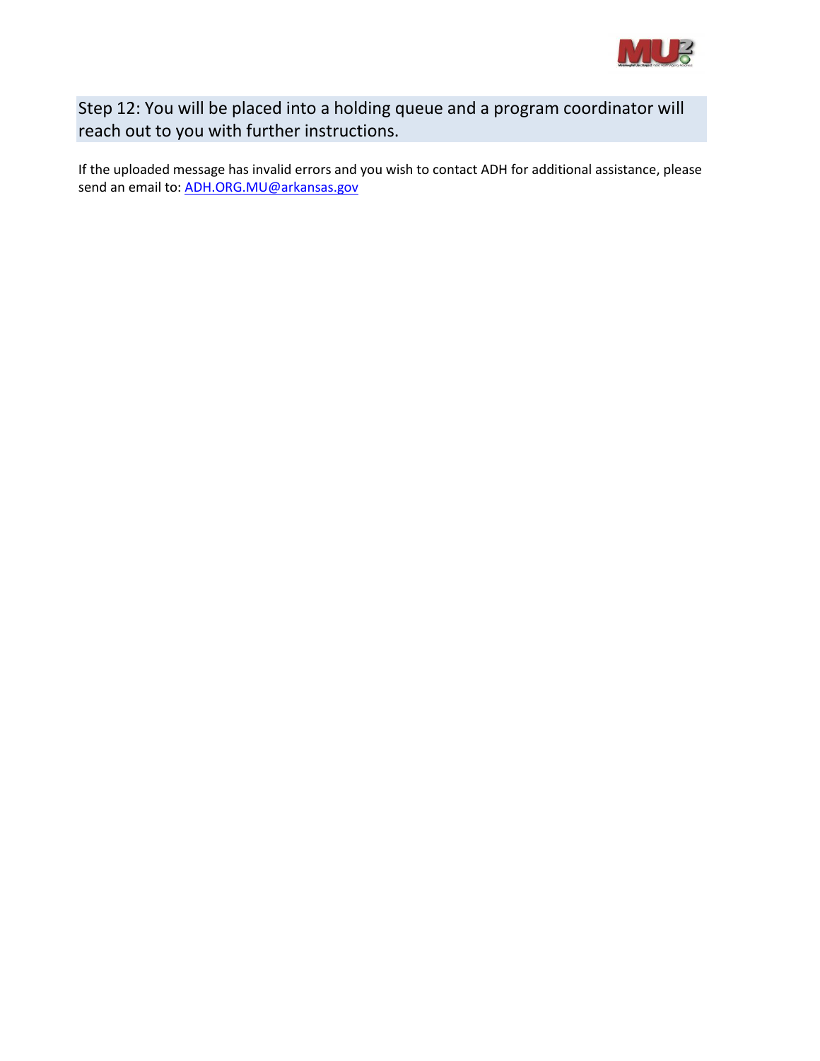## Step 12: You will be placed into a holding queue and a program coordinator will reach out to you with further instructions.

If the uploaded message has invalid errors and you wish to contact ADH for additional assistance, please send an email to: ADH.ORG.MU@arkansas.gov